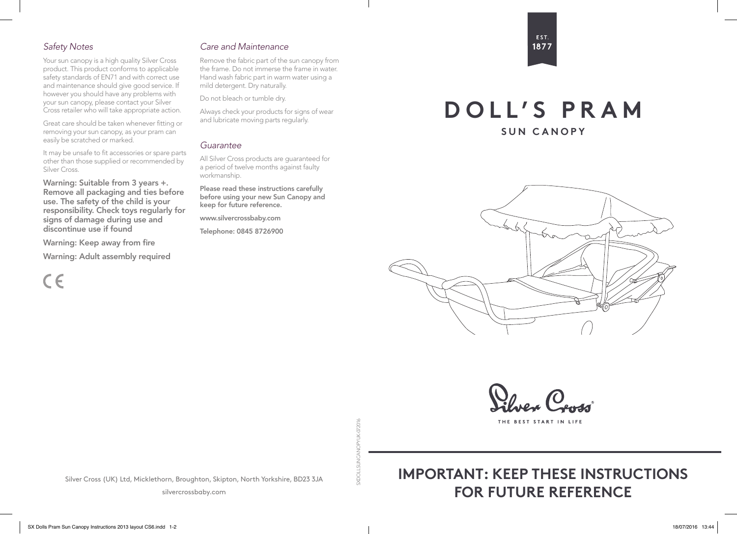### *Safety Notes*

Your sun canopy is a high quality Silver Cross product. This product conforms to applicable safety standards of EN71 and with correct use and maintenance should give good service. If however you should have any problems with your sun canopy, please contact your Silver Cross retailer who will take appropriate action.

Great care should be taken whenever fitting or removing your sun canopy, as your pram can easily be scratched or marked.

It may be unsafe to fit accessories or spare parts other than those supplied or recommended by Silver Cross.

**Warning: Suitable from 3 years +. Remove all packaging and ties before use. The safety of the child is your responsibility. Check toys regularly for signs of damage during use and discontinue use if found**

**Warning: Keep away from fire**

**Warning: Adult assembly required**

CE

### *Care and Maintenance*

Remove the fabric part of the sun canopy from the frame. Do not immerse the frame in water. Hand wash fabric part in warm water using a mild detergent. Dry naturally.

Do not bleach or tumble dry.

Always check your products for signs of wear and lubricate moving parts regularly.

### *Guarantee*

All Silver Cross products are guaranteed for a period of twelve months against faulty workmanship.

**Please read these instructions carefully before using your new Sun Canopy and keep for future reference.**

**www.silvercrossbaby.com**

**Telephone: 0845 8726900**

Silver Cross (UK) Ltd, Micklethorn, Broughton, Skipton, North Yorkshire, BD23 3JA

silvercrossbaby.com

SXDOLLSUNCANOPYUK-07.2016

EST. 1877

# DOLL'S PRAM

## SUN CANOPY

Silver Cross®

THE BEST START IN LIFE

## IMPORTANT: KEEP THESE INSTRUCTIONS FOR FUTURE REFERENCE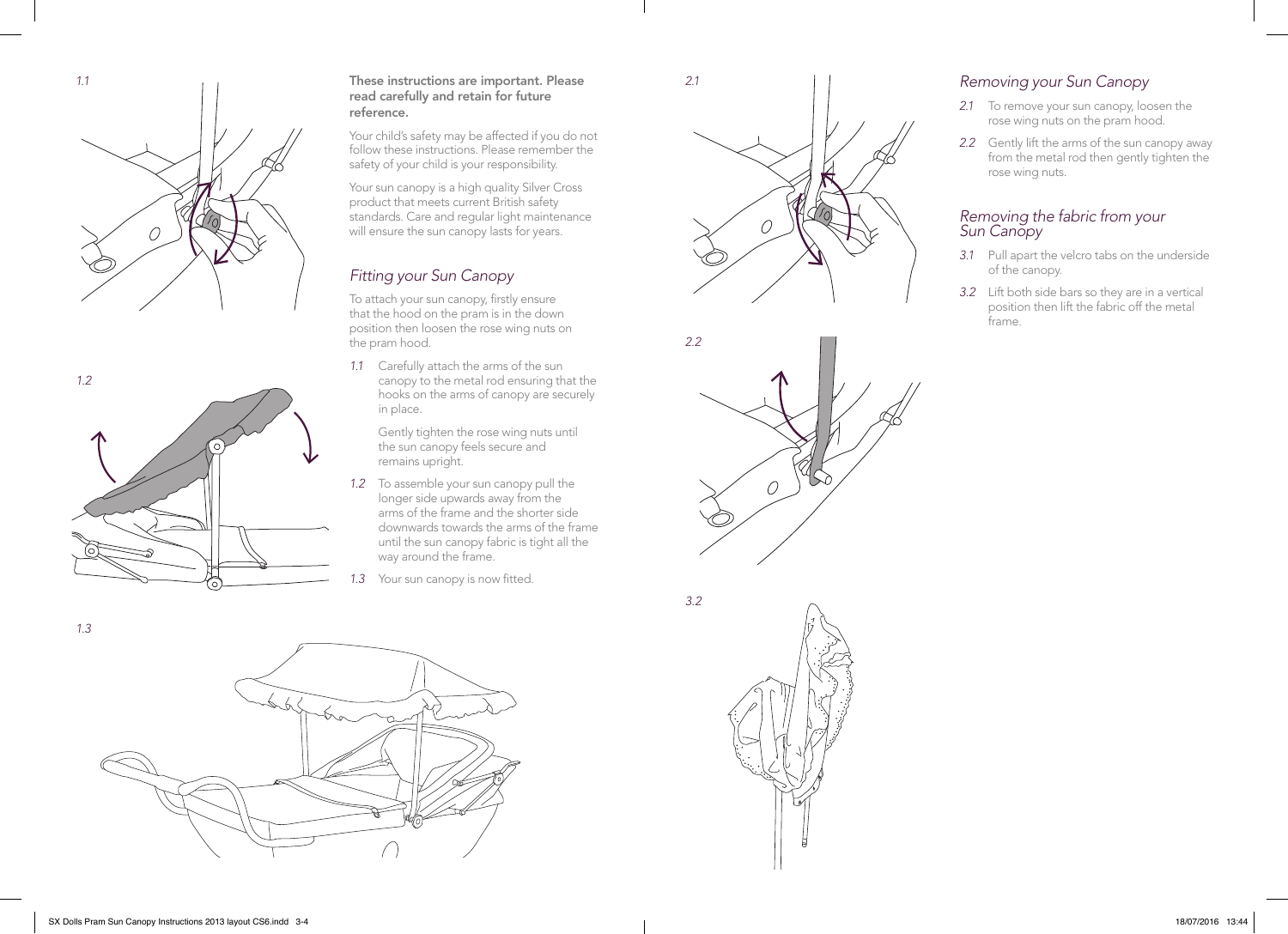1.1

1.2

1.3

**These instructions are important. Please read carefully and retain for future reference.**

Your child's safety may be affected if you do not follow these instructions. Please remember the safety of your child is your responsibility.

Your sun canopy is a high quality Silver Cross product that meets current British safety standards. Care and regular light maintenance will ensure the sun canopy lasts for years.

## *Fitting your Sun Canopy*

To attach your sun canopy, firstly ensure that the hood on the pram is in the down position then loosen the rose wing nuts on the pram hood.

*1.1* Carefully attach the arms of the sun canopy to the metal rod ensuring that the hooks on the arms of canopy are securely in place.

Gently tighten the rose wing nuts until the sun canopy feels secure and remains upright.

*1.2* To assemble your sun canopy pull the longer side upwards away from the arms of the frame and the shorter side downwards towards the arms of the frame until the sun canopy fabric is tight all the way around the frame.

*1.3* Your sun canopy is now fitted.

2.1

2.2

3.2

## *Removing your Sun Canopy*

*2.1* To remove your sun canopy, loosen the rose wing nuts on the pram hood.

*2.2* Gently lift the arms of the sun canopy away from the metal rod then gently tighten the rose wing nuts.

## *Removing the fabric from your Sun Canopy*

*3.1* Pull apart the velcro tabs on the underside of the canopy.

*3.2* Lift both side bars so they are in a vertical position then lift the fabric off the metal frame.